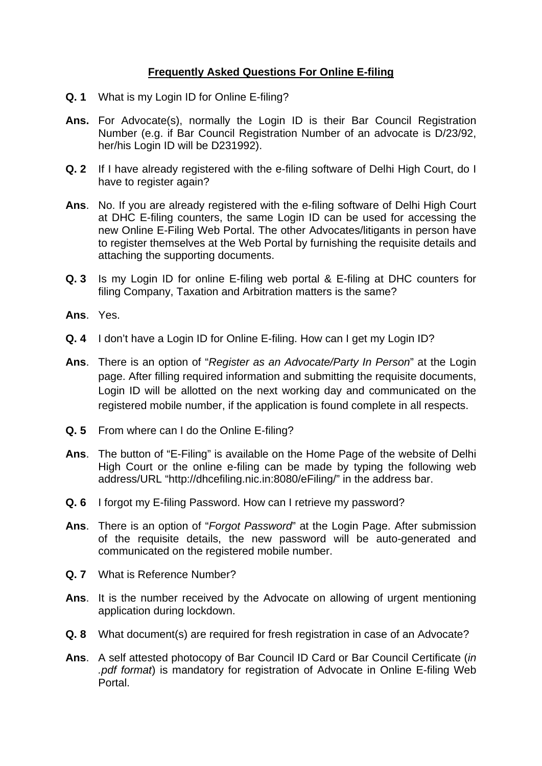# **Frequently Asked Questions For Online E-filing**

**Q. 1** What is my Login ID for Online E-filing?

**Ans.** For Advocate(s), normally the Login ID is their Bar Council Registration Number (e.g. if Bar Council Registration Number of an advocate is D/23/92, her/his Login ID will be D231992).

**Q. 2** If I have already registered with the e-filing software of Delhi High Court, do I have to register again?

**Ans**. No. If you are already registered with the e-filing software of Delhi High Court at DHC E-filing counters, the same Login ID can be used for accessing the new Online E-Filing Web Portal. The other Advocates/litigants in person have to register themselves at the Web Portal by furnishing the requisite details and attaching the supporting documents.

**Q. 3** Is my Login ID for online E-filing web portal & E-filing at DHC counters for filing Company, Taxation and Arbitration matters is the same?

**Ans**. Yes.

**Q. 4** I don't have a Login ID for Online E-filing. How can I get my Login ID?

**Ans**. There is an option of "*Register as an Advocate/Party In Person*" at the Login page. After filling required information and submitting the requisite documents, Login ID will be allotted on the next working day and communicated on the registered mobile number, if the application is found complete in all respects.

**Q. 5** From where can I do the Online E-filing?

**Ans**. The button of "E-Filing" is available on the Home Page of the website of Delhi High Court or the online e-filing can be made by typing the following web address/URL "http://dhcefiling.nic.in:8080/eFiling/" in the address bar.

**Q. 6** I forgot my E-filing Password. How can I retrieve my password?

**Ans**. There is an option of "*Forgot Password*" at the Login Page. After submission of the requisite details, the new password will be auto-generated and communicated on the registered mobile number.

**Q. 7** What is Reference Number?

**Ans**. It is the number received by the Advocate on allowing of urgent mentioning application during lockdown.

**Q. 8** What document(s) are required for fresh registration in case of an Advocate?

**Ans**. A self attested photocopy of Bar Council ID Card or Bar Council Certificate (*in .pdf format*) is mandatory for registration of Advocate in Online E-filing Web Portal.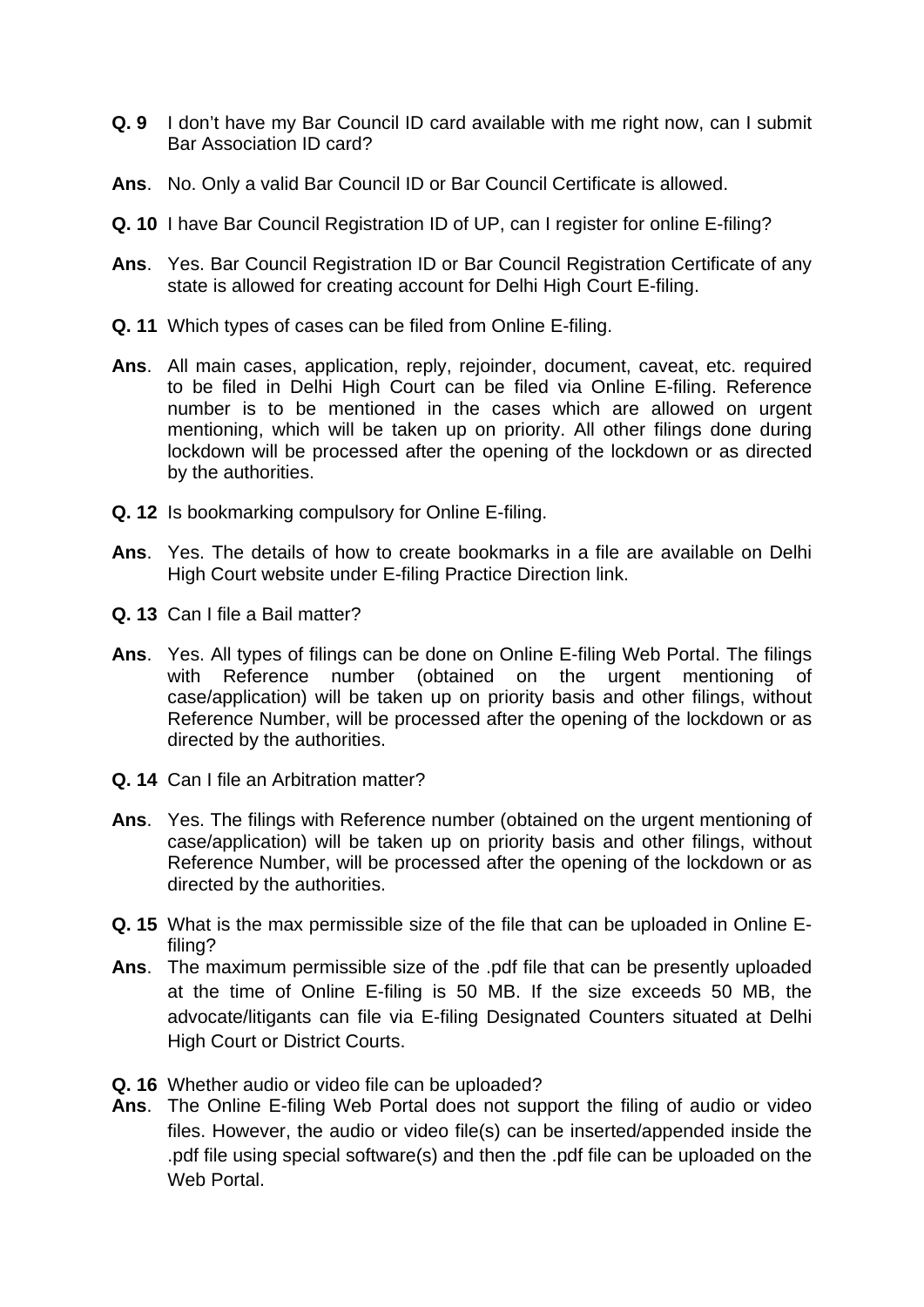**Q. 9** I don't have my Bar Council ID card available with me right now, can I submit Bar Association ID card?

**Ans**. No. Only a valid Bar Council ID or Bar Council Certificate is allowed.

**Q. 10** I have Bar Council Registration ID of UP, can I register for online E-filing?

**Ans**. Yes. Bar Council Registration ID or Bar Council Registration Certificate of any state is allowed for creating account for Delhi High Court E-filing.

**Q. 11** Which types of cases can be filed from Online E-filing.

**Ans**. All main cases, application, reply, rejoinder, document, caveat, etc. required to be filed in Delhi High Court can be filed via Online E-filing. Reference number is to be mentioned in the cases which are allowed on urgent mentioning, which will be taken up on priority. All other filings done during lockdown will be processed after the opening of the lockdown or as directed by the authorities.

**Q. 12** Is bookmarking compulsory for Online E-filing.

**Ans**. Yes. The details of how to create bookmarks in a file are available on Delhi High Court website under E-filing Practice Direction link.

**Q. 13** Can I file a Bail matter?

**Ans**. Yes. All types of filings can be done on Online E-filing Web Portal. The filings with Reference number (obtained on the urgent mentioning of case/application) will be taken up on priority basis and other filings, without Reference Number, will be processed after the opening of the lockdown or as directed by the authorities.

**Q. 14** Can I file an Arbitration matter?

**Ans**. Yes. The filings with Reference number (obtained on the urgent mentioning of case/application) will be taken up on priority basis and other filings, without Reference Number, will be processed after the opening of the lockdown or as directed by the authorities.

**Q. 15** What is the max permissible size of the file that can be uploaded in Online E-filing?

**Ans**. The maximum permissible size of the .pdf file that can be presently uploaded at the time of Online E-filing is 50 MB. If the size exceeds 50 MB, the advocate/litigants can file via E-filing Designated Counters situated at Delhi High Court or District Courts.

**Q. 16** Whether audio or video file can be uploaded?

**Ans**. The Online E-filing Web Portal does not support the filing of audio or video files. However, the audio or video file(s) can be inserted/appended inside the .pdf file using special software(s) and then the .pdf file can be uploaded on the Web Portal.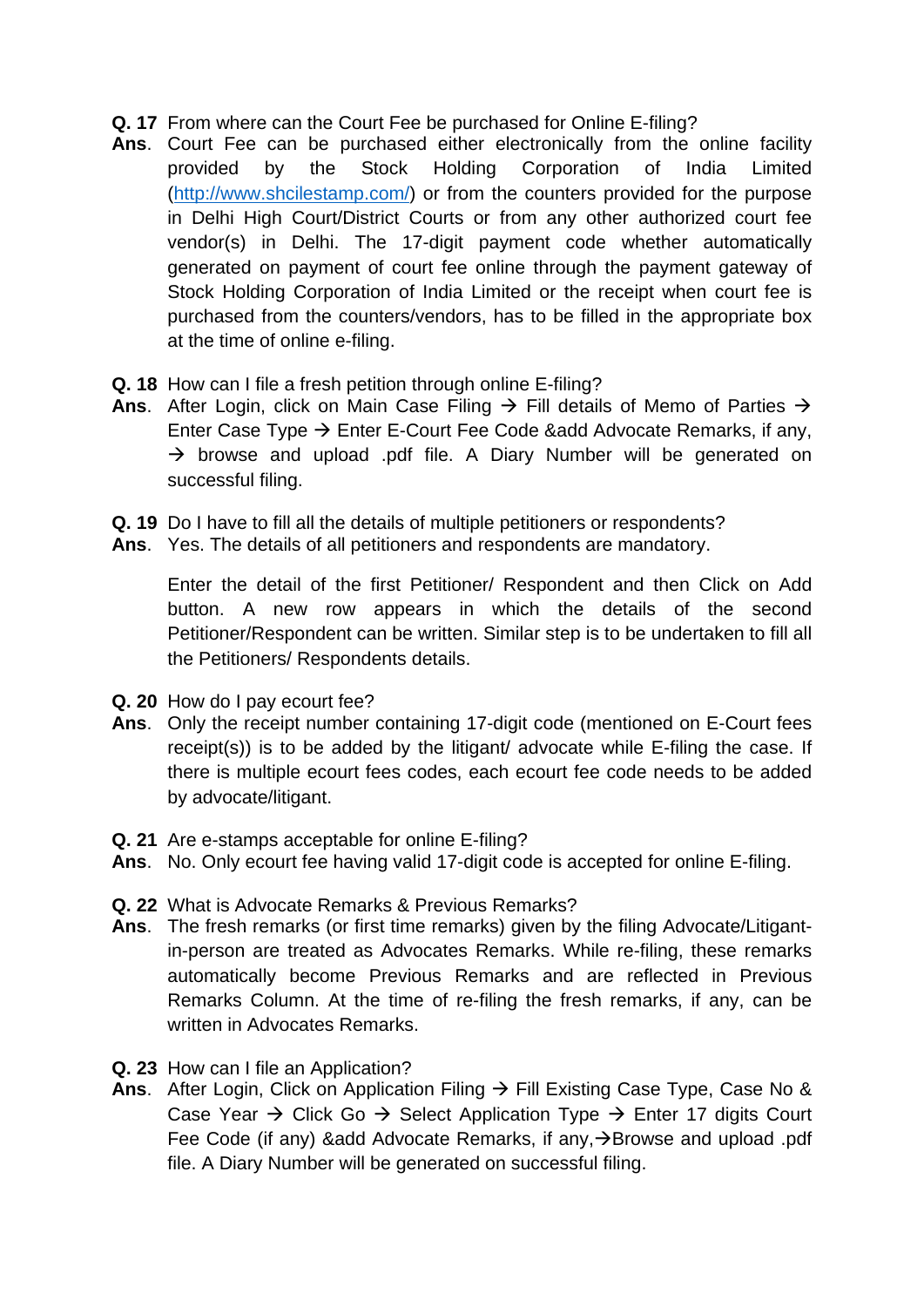**Q. 17** From where can the Court Fee be purchased for Online E-filing?

**Ans**. Court Fee can be purchased either electronically from the online facility provided by the Stock Holding Corporation of India Limited ([http://www.shcilestamp.com/](http://www.shcilestamp.com/)) or from the counters provided for the purpose in Delhi High Court/District Courts or from any other authorized court fee vendor(s) in Delhi. The 17-digit payment code whether automatically generated on payment of court fee online through the payment gateway of Stock Holding Corporation of India Limited or the receipt when court fee is purchased from the counters/vendors, has to be filled in the appropriate box at the time of online e-filing.

**Q. 18** How can I file a fresh petition through online E-filing?

**Ans**. After Login, click on Main Case Filing → Fill details of Memo of Parties → Enter Case Type → Enter E-Court Fee Code &add Advocate Remarks, if any, → browse and upload .pdf file. A Diary Number will be generated on successful filing.

**Q. 19** Do I have to fill all the details of multiple petitioners or respondents?

**Ans**. Yes. The details of all petitioners and respondents are mandatory.

Enter the detail of the first Petitioner/ Respondent and then Click on Add button. A new row appears in which the details of the second Petitioner/Respondent can be written. Similar step is to be undertaken to fill all the Petitioners/ Respondents details.

**Q. 20** How do I pay ecourt fee?

**Ans**. Only the receipt number containing 17-digit code (mentioned on E-Court fees receipt(s)) is to be added by the litigant/ advocate while E-filing the case. If there is multiple ecourt fees codes, each ecourt fee code needs to be added by advocate/litigant.

**Q. 21** Are e-stamps acceptable for online E-filing?

**Ans**. No. Only ecourt fee having valid 17-digit code is accepted for online E-filing.

**Q. 22** What is Advocate Remarks & Previous Remarks?

**Ans**. The fresh remarks (or first time remarks) given by the filing Advocate/Litigant-in-person are treated as Advocates Remarks. While re-filing, these remarks automatically become Previous Remarks and are reflected in Previous Remarks Column. At the time of re-filing the fresh remarks, if any, can be written in Advocates Remarks.

**Q. 23** How can I file an Application?

**Ans**. After Login, Click on Application Filing → Fill Existing Case Type, Case No & Case Year → Click Go → Select Application Type → Enter 17 digits Court Fee Code (if any) &add Advocate Remarks, if any,→Browse and upload .pdf file. A Diary Number will be generated on successful filing.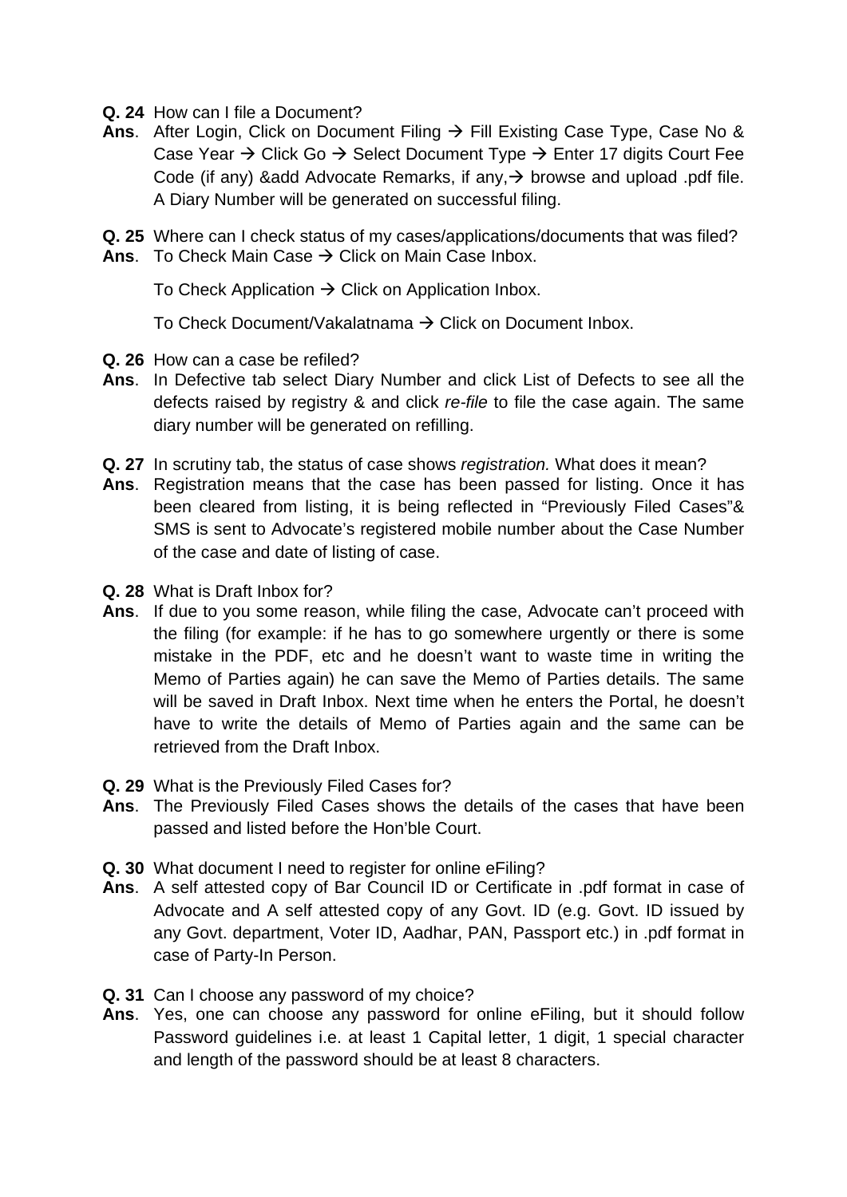**Q. 24** How can I file a Document?

**Ans**. After Login, Click on Document Filing → Fill Existing Case Type, Case No & Case Year → Click Go → Select Document Type → Enter 17 digits Court Fee Code (if any) &add Advocate Remarks, if any,→ browse and upload .pdf file. A Diary Number will be generated on successful filing.

**Q. 25** Where can I check status of my cases/applications/documents that was filed?

**Ans**. To Check Main Case → Click on Main Case Inbox.

To Check Application → Click on Application Inbox.

To Check Document/Vakalatnama → Click on Document Inbox.

**Q. 26** How can a case be refiled?

**Ans**. In Defective tab select Diary Number and click List of Defects to see all the defects raised by registry & and click *re-file* to file the case again. The same diary number will be generated on refilling.

**Q. 27** In scrutiny tab, the status of case shows *registration.* What does it mean?

**Ans**. Registration means that the case has been passed for listing. Once it has been cleared from listing, it is being reflected in "Previously Filed Cases"& SMS is sent to Advocate's registered mobile number about the Case Number of the case and date of listing of case.

**Q. 28** What is Draft Inbox for?

**Ans**. If due to you some reason, while filing the case, Advocate can't proceed with the filing (for example: if he has to go somewhere urgently or there is some mistake in the PDF, etc and he doesn't want to waste time in writing the Memo of Parties again) he can save the Memo of Parties details. The same will be saved in Draft Inbox. Next time when he enters the Portal, he doesn't have to write the details of Memo of Parties again and the same can be retrieved from the Draft Inbox.

**Q. 29** What is the Previously Filed Cases for?

**Ans**. The Previously Filed Cases shows the details of the cases that have been passed and listed before the Hon'ble Court.

**Q. 30** What document I need to register for online eFiling?

**Ans**. A self attested copy of Bar Council ID or Certificate in .pdf format in case of Advocate and A self attested copy of any Govt. ID (e.g. Govt. ID issued by any Govt. department, Voter ID, Aadhar, PAN, Passport etc.) in .pdf format in case of Party-In Person.

**Q. 31** Can I choose any password of my choice?

**Ans**. Yes, one can choose any password for online eFiling, but it should follow Password guidelines i.e. at least 1 Capital letter, 1 digit, 1 special character and length of the password should be at least 8 characters.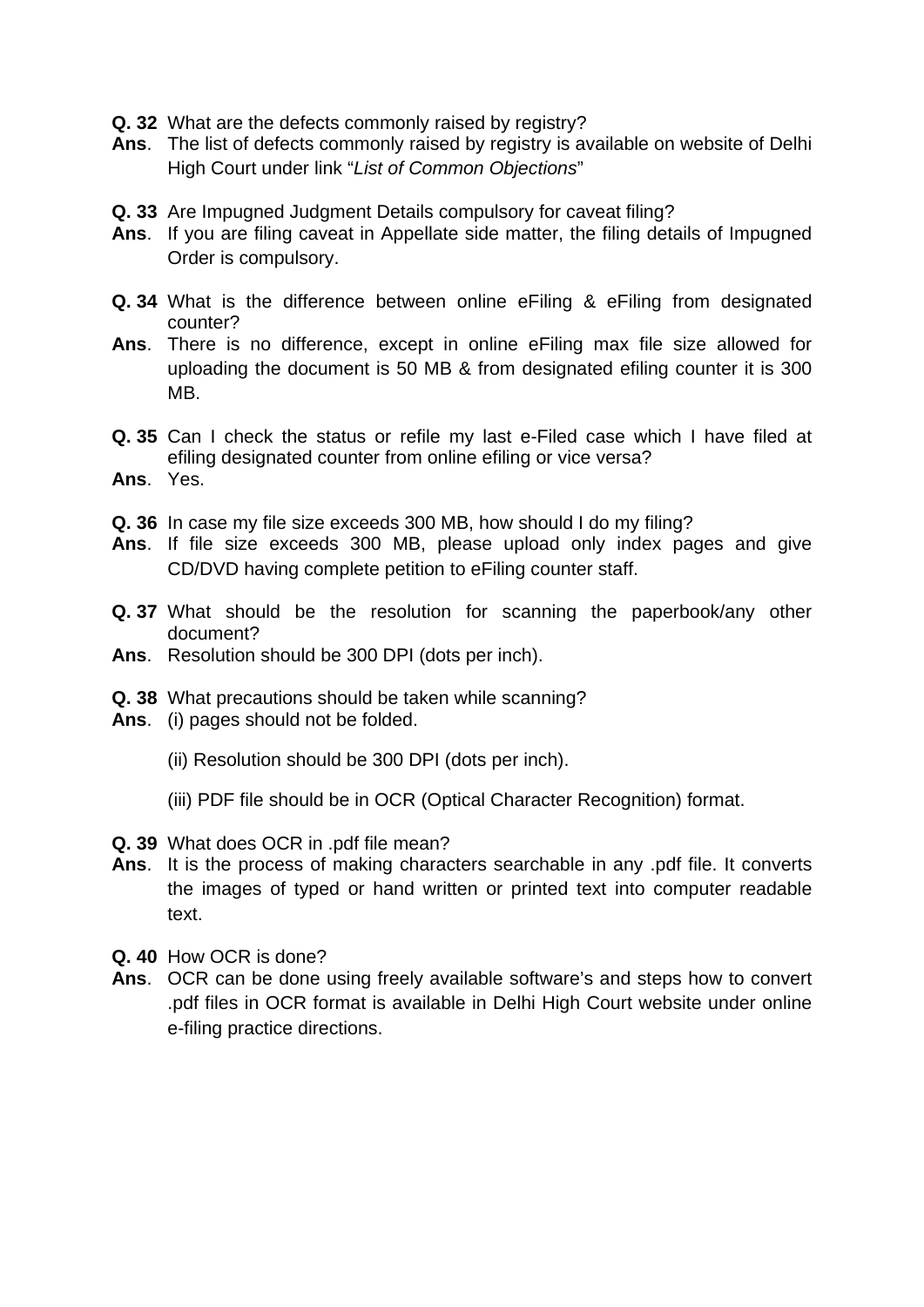**Q. 32** What are the defects commonly raised by registry?

**Ans**. The list of defects commonly raised by registry is available on website of Delhi High Court under link "*List of Common Objections*"

**Q. 33** Are Impugned Judgment Details compulsory for caveat filing?

**Ans**. If you are filing caveat in Appellate side matter, the filing details of Impugned Order is compulsory.

**Q. 34** What is the difference between online eFiling & eFiling from designated counter?

**Ans**. There is no difference, except in online eFiling max file size allowed for uploading the document is 50 MB & from designated efiling counter it is 300 MB.

**Q. 35** Can I check the status or refile my last e-Filed case which I have filed at efiling designated counter from online efiling or vice versa?

**Ans**. Yes.

**Q. 36** In case my file size exceeds 300 MB, how should I do my filing?

**Ans**. If file size exceeds 300 MB, please upload only index pages and give CD/DVD having complete petition to eFiling counter staff.

**Q. 37** What should be the resolution for scanning the paperbook/any other document?

**Ans**. Resolution should be 300 DPI (dots per inch).

**Q. 38** What precautions should be taken while scanning?

**Ans**. (i) pages should not be folded.

(ii) Resolution should be 300 DPI (dots per inch).

(iii) PDF file should be in OCR (Optical Character Recognition) format.

**Q. 39** What does OCR in .pdf file mean?

**Ans**. It is the process of making characters searchable in any .pdf file. It converts the images of typed or hand written or printed text into computer readable text.

**Q. 40** How OCR is done?

**Ans**. OCR can be done using freely available software's and steps how to convert .pdf files in OCR format is available in Delhi High Court website under online e-filing practice directions.